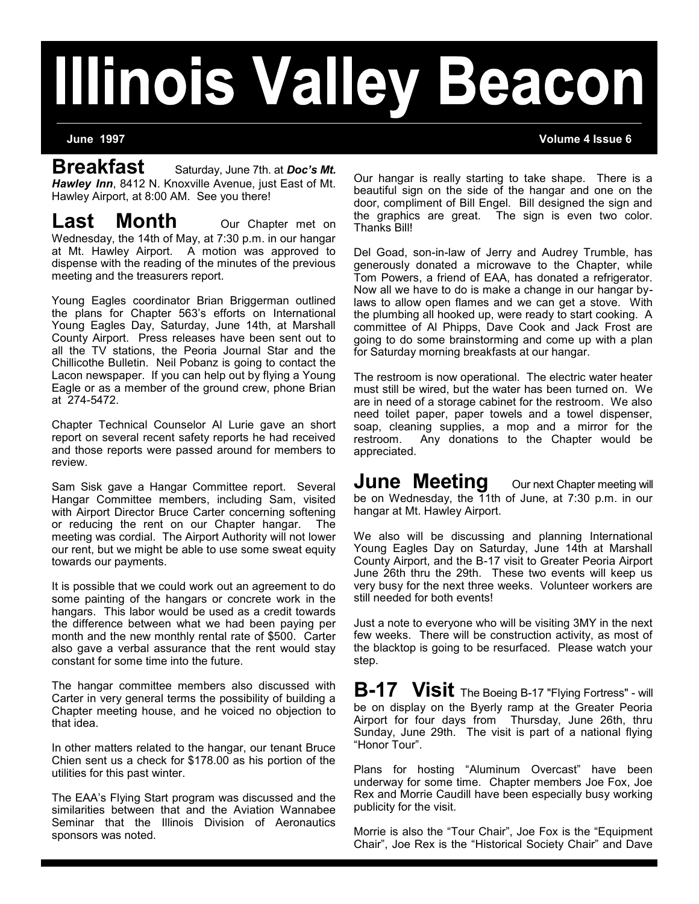# Illinois Valley Beacon

**June 1997** **Volume 4 Issue 6**

## Breakfast

Saturday, June 7th. at ***Doc's Mt. Hawley Inn***, 8412 N. Knoxville Avenue, just East of Mt. Hawley Airport, at 8:00 AM. See you there!

## Last Month

Our Chapter met on Wednesday, the 14th of May, at 7:30 p.m. in our hangar at Mt. Hawley Airport. A motion was approved to dispense with the reading of the minutes of the previous meeting and the treasurers report.

Young Eagles coordinator Brian Briggerman outlined the plans for Chapter 563's efforts on International Young Eagles Day, Saturday, June 14th, at Marshall County Airport. Press releases have been sent out to all the TV stations, the Peoria Journal Star and the Chillicothe Bulletin. Neil Pobanz is going to contact the Lacon newspaper. If you can help out by flying a Young Eagle or as a member of the ground crew, phone Brian at 274-5472.

Chapter Technical Counselor Al Lurie gave an short report on several recent safety reports he had received and those reports were passed around for members to review.

Sam Sisk gave a Hangar Committee report. Several Hangar Committee members, including Sam, visited with Airport Director Bruce Carter concerning softening or reducing the rent on our Chapter hangar. The meeting was cordial. The Airport Authority will not lower our rent, but we might be able to use some sweat equity towards our payments.

It is possible that we could work out an agreement to do some painting of the hangars or concrete work in the hangars. This labor would be used as a credit towards the difference between what we had been paying per month and the new monthly rental rate of $500. Carter also gave a verbal assurance that the rent would stay constant for some time into the future.

The hangar committee members also discussed with Carter in very general terms the possibility of building a Chapter meeting house, and he voiced no objection to that idea.

In other matters related to the hangar, our tenant Bruce Chien sent us a check for $178.00 as his portion of the utilities for this past winter.

The EAA's Flying Start program was discussed and the similarities between that and the Aviation Wannabee Seminar that the Illinois Division of Aeronautics sponsors was noted.

Our hangar is really starting to take shape. There is a beautiful sign on the side of the hangar and one on the door, compliment of Bill Engel. Bill designed the sign and the graphics are great. The sign is even two color. Thanks Bill!

Del Goad, son-in-law of Jerry and Audrey Trumble, has generously donated a microwave to the Chapter, while Tom Powers, a friend of EAA, has donated a refrigerator. Now all we have to do is make a change in our hangar by-laws to allow open flames and we can get a stove. With the plumbing all hooked up, were ready to start cooking. A committee of Al Phipps, Dave Cook and Jack Frost are going to do some brainstorming and come up with a plan for Saturday morning breakfasts at our hangar.

The restroom is now operational. The electric water heater must still be wired, but the water has been turned on. We are in need of a storage cabinet for the restroom. We also need toilet paper, paper towels and a towel dispenser, soap, cleaning supplies, a mop and a mirror for the restroom. Any donations to the Chapter would be appreciated.

## June Meeting

Our next Chapter meeting will be on Wednesday, the 11th of June, at 7:30 p.m. in our hangar at Mt. Hawley Airport.

We also will be discussing and planning International Young Eagles Day on Saturday, June 14th at Marshall County Airport, and the B-17 visit to Greater Peoria Airport June 26th thru the 29th. These two events will keep us very busy for the next three weeks. Volunteer workers are still needed for both events!

Just a note to everyone who will be visiting 3MY in the next few weeks. There will be construction activity, as most of the blacktop is going to be resurfaced. Please watch your step.

## B-17 Visit

The Boeing B-17 "Flying Fortress" - will be on display on the Byerly ramp at the Greater Peoria Airport for four days from Thursday, June 26th, thru Sunday, June 29th. The visit is part of a national flying "Honor Tour".

Plans for hosting "Aluminum Overcast" have been underway for some time. Chapter members Joe Fox, Joe Rex and Morrie Caudill have been especially busy working publicity for the visit.

Morrie is also the "Tour Chair", Joe Fox is the "Equipment Chair", Joe Rex is the "Historical Society Chair" and Dave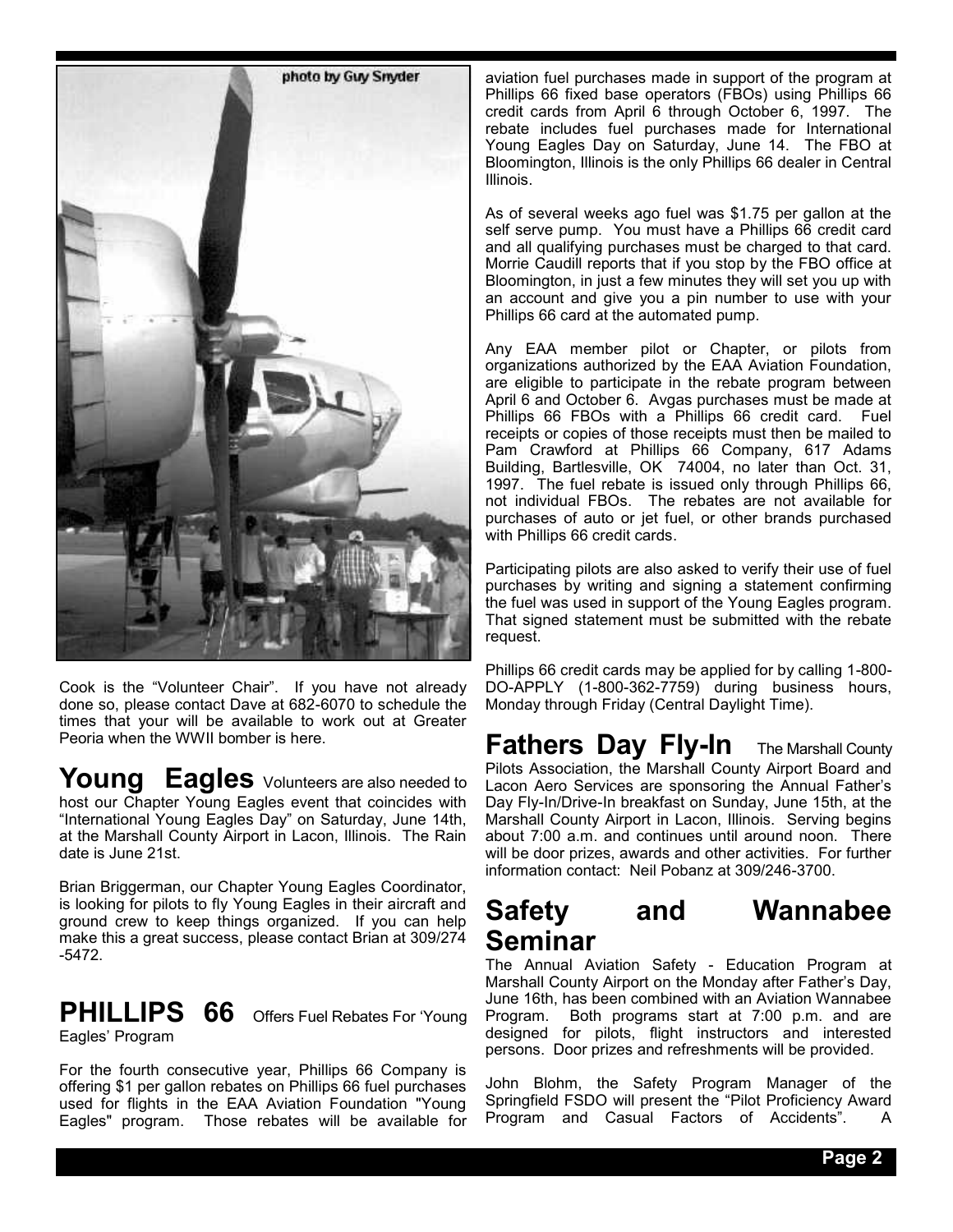photo by Guy Snyder

Cook is the "Volunteer Chair". If you have not already done so, please contact Dave at 682-6070 to schedule the times that your will be available to work out at Greater Peoria when the WWII bomber is here.

## Young Eagles

Volunteers are also needed to host our Chapter Young Eagles event that coincides with "International Young Eagles Day" on Saturday, June 14th, at the Marshall County Airport in Lacon, Illinois. The Rain date is June 21st.

Brian Briggerman, our Chapter Young Eagles Coordinator, is looking for pilots to fly Young Eagles in their aircraft and ground crew to keep things organized. If you can help make this a great success, please contact Brian at 309/274 -5472.

## PHILLIPS 66 Offers Fuel Rebates For 'Young Eagles' Program

For the fourth consecutive year, Phillips 66 Company is offering $1 per gallon rebates on Phillips 66 fuel purchases used for flights in the EAA Aviation Foundation "Young Eagles" program. Those rebates will be available for aviation fuel purchases made in support of the program at Phillips 66 fixed base operators (FBOs) using Phillips 66 credit cards from April 6 through October 6, 1997. The rebate includes fuel purchases made for International Young Eagles Day on Saturday, June 14. The FBO at Bloomington, Illinois is the only Phillips 66 dealer in Central Illinois.

As of several weeks ago fuel was $1.75 per gallon at the self serve pump. You must have a Phillips 66 credit card and all qualifying purchases must be charged to that card. Morrie Caudill reports that if you stop by the FBO office at Bloomington, in just a few minutes they will set you up with an account and give you a pin number to use with your Phillips 66 card at the automated pump.

Any EAA member pilot or Chapter, or pilots from organizations authorized by the EAA Aviation Foundation, are eligible to participate in the rebate program between April 6 and October 6. Avgas purchases must be made at Phillips 66 FBOs with a Phillips 66 credit card. Fuel receipts or copies of those receipts must then be mailed to Pam Crawford at Phillips 66 Company, 617 Adams Building, Bartlesville, OK 74004, no later than Oct. 31, 1997. The fuel rebate is issued only through Phillips 66, not individual FBOs. The rebates are not available for purchases of auto or jet fuel, or other brands purchased with Phillips 66 credit cards.

Participating pilots are also asked to verify their use of fuel purchases by writing and signing a statement confirming the fuel was used in support of the Young Eagles program. That signed statement must be submitted with the rebate request.

Phillips 66 credit cards may be applied for by calling 1-800-DO-APPLY (1-800-362-7759) during business hours, Monday through Friday (Central Daylight Time).

## Fathers Day Fly-In

The Marshall County Pilots Association, the Marshall County Airport Board and Lacon Aero Services are sponsoring the Annual Father's Day Fly-In/Drive-In breakfast on Sunday, June 15th, at the Marshall County Airport in Lacon, Illinois. Serving begins about 7:00 a.m. and continues until around noon. There will be door prizes, awards and other activities. For further information contact: Neil Pobanz at 309/246-3700.

## Safety and Wannabee Seminar

The Annual Aviation Safety - Education Program at Marshall County Airport on the Monday after Father's Day, June 16th, has been combined with an Aviation Wannabee Program. Both programs start at 7:00 p.m. and are designed for pilots, flight instructors and interested persons. Door prizes and refreshments will be provided.

John Blohm, the Safety Program Manager of the Springfield FSDO will present the "Pilot Proficiency Award Program and Casual Factors of Accidents". A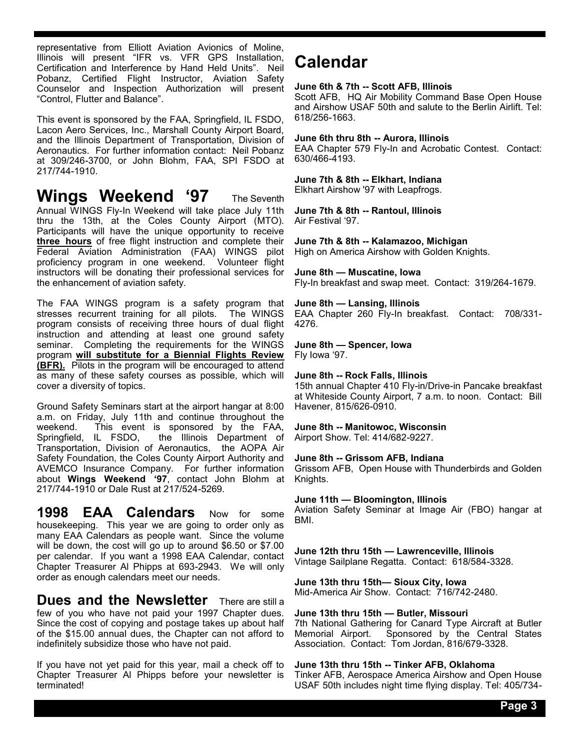representative from Elliott Aviation Avionics of Moline, Illinois will present "IFR vs. VFR GPS Installation, Certification and Interference by Hand Held Units". Neil Pobanz, Certified Flight Instructor, Aviation Safety Counselor and Inspection Authorization will present "Control, Flutter and Balance".

This event is sponsored by the FAA, Springfield, IL FSDO, Lacon Aero Services, Inc., Marshall County Airport Board, and the Illinois Department of Transportation, Division of Aeronautics. For further information contact: Neil Pobanz at 309/246-3700, or John Blohm, FAA, SPI FSDO at 217/744-1910.

## Wings Weekend '97

The Seventh Annual WINGS Fly-In Weekend will take place July 11th thru the 13th, at the Coles County Airport (MTO). Participants will have the unique opportunity to receive **three hours** of free flight instruction and complete their Federal Aviation Administration (FAA) WINGS pilot proficiency program in one weekend. Volunteer flight instructors will be donating their professional services for the enhancement of aviation safety.

The FAA WINGS program is a safety program that stresses recurrent training for all pilots. The WINGS program consists of receiving three hours of dual flight instruction and attending at least one ground safety seminar. Completing the requirements for the WINGS program **will substitute for a Biennial Flights Review (BFR).** Pilots in the program will be encouraged to attend as many of these safety courses as possible, which will cover a diversity of topics.

Ground Safety Seminars start at the airport hangar at 8:00 a.m. on Friday, July 11th and continue throughout the weekend. This event is sponsored by the FAA, Springfield, IL FSDO, the Illinois Department of Transportation, Division of Aeronautics, the AOPA Air Safety Foundation, the Coles County Airport Authority and AVEMCO Insurance Company. For further information about **Wings Weekend '97**, contact John Blohm at 217/744-1910 or Dale Rust at 217/524-5269.

## 1998 EAA Calendars

Now for some housekeeping. This year we are going to order only as many EAA Calendars as people want. Since the volume will be down, the cost will go up to around $6.50 or $7.00 per calendar. If you want a 1998 EAA Calendar, contact Chapter Treasurer Al Phipps at 693-2943. We will only order as enough calendars meet our needs.

## Dues and the Newsletter

There are still a few of you who have not paid your 1997 Chapter dues. Since the cost of copying and postage takes up about half of the $15.00 annual dues, the Chapter can not afford to indefinitely subsidize those who have not paid.

If you have not yet paid for this year, mail a check off to Chapter Treasurer Al Phipps before your newsletter is terminated!

# Calendar

**June 6th & 7th -- Scott AFB, Illinois**
Scott AFB, HQ Air Mobility Command Base Open House and Airshow USAF 50th and salute to the Berlin Airlift. Tel: 618/256-1663.

**June 6th thru 8th -- Aurora, Illinois**
EAA Chapter 579 Fly-In and Acrobatic Contest. Contact: 630/466-4193.

**June 7th & 8th -- Elkhart, Indiana**
Elkhart Airshow '97 with Leapfrogs.

**June 7th & 8th -- Rantoul, Illinois**
Air Festival '97.

**June 7th & 8th -- Kalamazoo, Michigan**
High on America Airshow with Golden Knights.

**June 8th — Muscatine, Iowa**
Fly-In breakfast and swap meet. Contact: 319/264-1679.

**June 8th — Lansing, Illinois**
EAA Chapter 260 Fly-In breakfast. Contact: 708/331-4276.

**June 8th — Spencer, Iowa**
Fly Iowa '97.

**June 8th -- Rock Falls, Illinois**
15th annual Chapter 410 Fly-in/Drive-in Pancake breakfast at Whiteside County Airport, 7 a.m. to noon. Contact: Bill Havener, 815/626-0910.

**June 8th -- Manitowoc, Wisconsin**
Airport Show. Tel: 414/682-9227.

**June 8th -- Grissom AFB, Indiana**
Grissom AFB, Open House with Thunderbirds and Golden Knights.

**June 11th — Bloomington, Illinois**
Aviation Safety Seminar at Image Air (FBO) hangar at BMI.

**June 12th thru 15th — Lawrenceville, Illinois**
Vintage Sailplane Regatta. Contact: 618/584-3328.

**June 13th thru 15th— Sioux City, Iowa**
Mid-America Air Show. Contact: 716/742-2480.

**June 13th thru 15th — Butler, Missouri**
7th National Gathering for Canard Type Aircraft at Butler Memorial Airport. Sponsored by the Central States Association. Contact: Tom Jordan, 816/679-3328.

**June 13th thru 15th -- Tinker AFB, Oklahoma**
Tinker AFB, Aerospace America Airshow and Open House USAF 50th includes night time flying display. Tel: 405/734-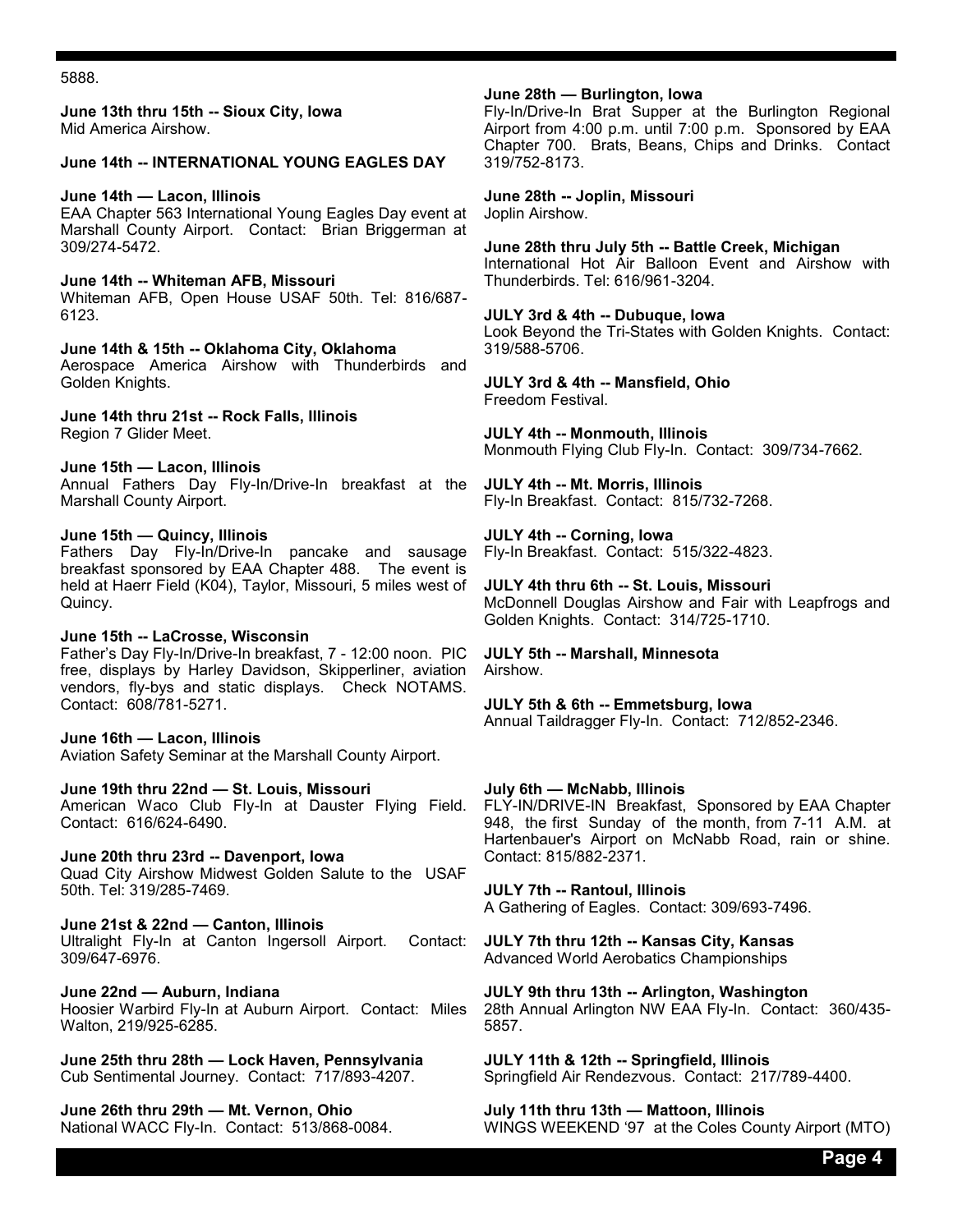5888.

**June 13th thru 15th -- Sioux City, Iowa**
Mid America Airshow.

**June 14th -- INTERNATIONAL YOUNG EAGLES DAY**

**June 14th — Lacon, Illinois**
EAA Chapter 563 International Young Eagles Day event at Marshall County Airport. Contact: Brian Briggerman at 309/274-5472.

**June 14th -- Whiteman AFB, Missouri**
Whiteman AFB, Open House USAF 50th. Tel: 816/687-6123.

**June 14th & 15th -- Oklahoma City, Oklahoma**
Aerospace America Airshow with Thunderbirds and Golden Knights.

**June 14th thru 21st -- Rock Falls, Illinois**
Region 7 Glider Meet.

**June 15th — Lacon, Illinois**
Annual Fathers Day Fly-In/Drive-In breakfast at the Marshall County Airport.

**June 15th — Quincy, Illinois**
Fathers Day Fly-In/Drive-In pancake and sausage breakfast sponsored by EAA Chapter 488. The event is held at Haerr Field (K04), Taylor, Missouri, 5 miles west of Quincy.

**June 15th -- LaCrosse, Wisconsin**
Father's Day Fly-In/Drive-In breakfast, 7 - 12:00 noon. PIC free, displays by Harley Davidson, Skipperliner, aviation vendors, fly-bys and static displays. Check NOTAMS. Contact: 608/781-5271.

**June 16th — Lacon, Illinois**
Aviation Safety Seminar at the Marshall County Airport.

**June 19th thru 22nd — St. Louis, Missouri**
American Waco Club Fly-In at Dauster Flying Field. Contact: 616/624-6490.

**June 20th thru 23rd -- Davenport, Iowa**
Quad City Airshow Midwest Golden Salute to the USAF 50th. Tel: 319/285-7469.

**June 21st & 22nd — Canton, Illinois**
Ultralight Fly-In at Canton Ingersoll Airport. Contact: 309/647-6976.

**June 22nd — Auburn, Indiana**
Hoosier Warbird Fly-In at Auburn Airport. Contact: Miles Walton, 219/925-6285.

**June 25th thru 28th — Lock Haven, Pennsylvania**
Cub Sentimental Journey. Contact: 717/893-4207.

**June 26th thru 29th — Mt. Vernon, Ohio**
National WACC Fly-In. Contact: 513/868-0084.

**June 28th — Burlington, Iowa**
Fly-In/Drive-In Brat Supper at the Burlington Regional Airport from 4:00 p.m. until 7:00 p.m. Sponsored by EAA Chapter 700. Brats, Beans, Chips and Drinks. Contact 319/752-8173.

**June 28th -- Joplin, Missouri**
Joplin Airshow.

**June 28th thru July 5th -- Battle Creek, Michigan**
International Hot Air Balloon Event and Airshow with Thunderbirds. Tel: 616/961-3204.

**JULY 3rd & 4th -- Dubuque, Iowa**
Look Beyond the Tri-States with Golden Knights. Contact: 319/588-5706.

**JULY 3rd & 4th -- Mansfield, Ohio**
Freedom Festival.

**JULY 4th -- Monmouth, Illinois**
Monmouth Flying Club Fly-In. Contact: 309/734-7662.

**JULY 4th -- Mt. Morris, Illinois**
Fly-In Breakfast. Contact: 815/732-7268.

**JULY 4th -- Corning, Iowa**
Fly-In Breakfast. Contact: 515/322-4823.

**JULY 4th thru 6th -- St. Louis, Missouri**
McDonnell Douglas Airshow and Fair with Leapfrogs and Golden Knights. Contact: 314/725-1710.

**JULY 5th -- Marshall, Minnesota**
Airshow.

**JULY 5th & 6th -- Emmetsburg, Iowa**
Annual Taildragger Fly-In. Contact: 712/852-2346.

**July 6th — McNabb, Illinois**
FLY-IN/DRIVE-IN Breakfast, Sponsored by EAA Chapter 948, the first Sunday of the month, from 7-11 A.M. at Hartenbauer's Airport on McNabb Road, rain or shine. Contact: 815/882-2371.

**JULY 7th -- Rantoul, Illinois**
A Gathering of Eagles. Contact: 309/693-7496.

**JULY 7th thru 12th -- Kansas City, Kansas**
Advanced World Aerobatics Championships

**JULY 9th thru 13th -- Arlington, Washington**
28th Annual Arlington NW EAA Fly-In. Contact: 360/435-5857.

**JULY 11th & 12th -- Springfield, Illinois**
Springfield Air Rendezvous. Contact: 217/789-4400.

**July 11th thru 13th — Mattoon, Illinois**
WINGS WEEKEND '97 at the Coles County Airport (MTO)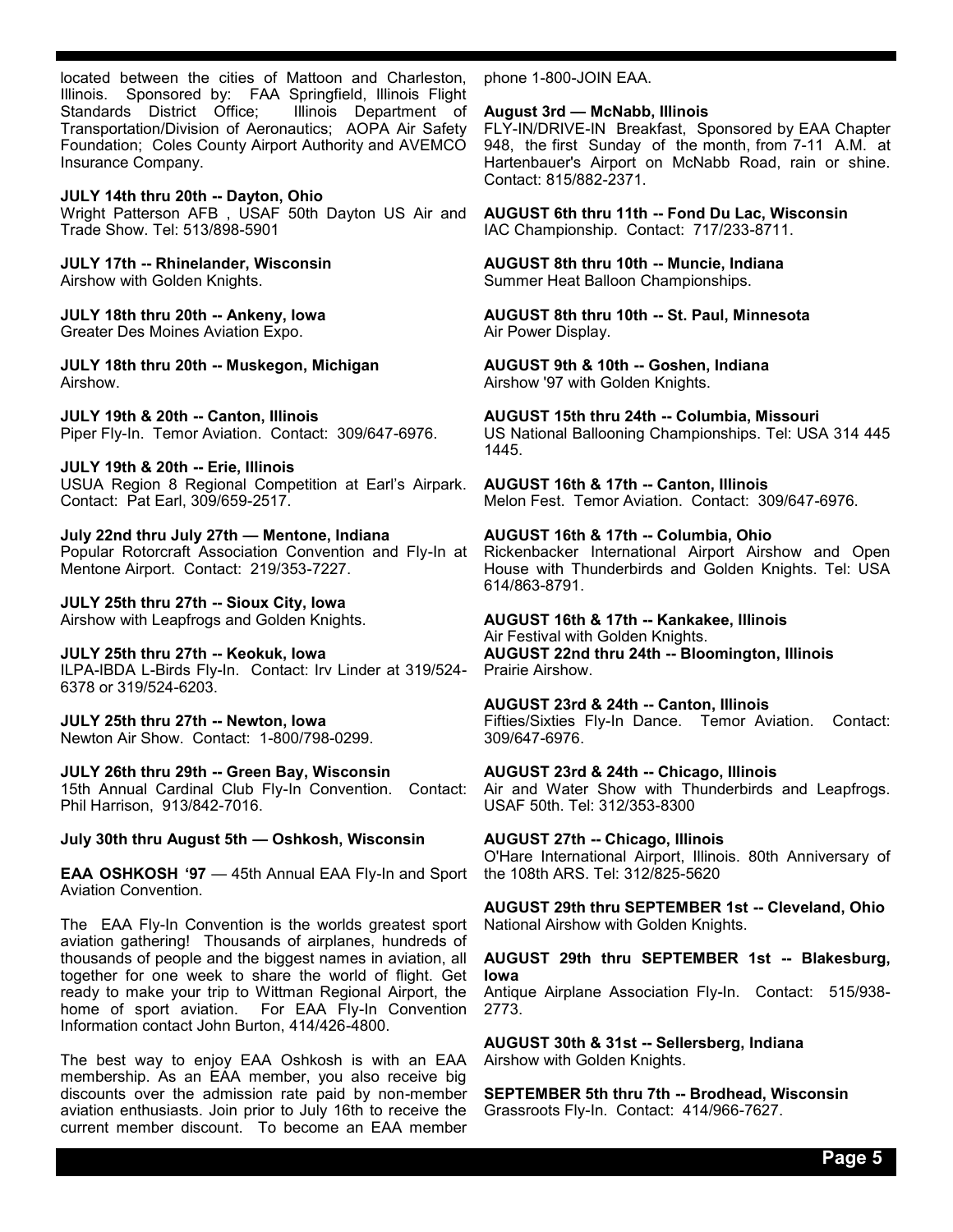located between the cities of Mattoon and Charleston, Illinois. Sponsored by: FAA Springfield, Illinois Flight Standards District Office; Illinois Department of Transportation/Division of Aeronautics; AOPA Air Safety Foundation; Coles County Airport Authority and AVEMCO Insurance Company.

**JULY 14th thru 20th -- Dayton, Ohio**
Wright Patterson AFB , USAF 50th Dayton US Air and Trade Show. Tel: 513/898-5901

**JULY 17th -- Rhinelander, Wisconsin**
Airshow with Golden Knights.

**JULY 18th thru 20th -- Ankeny, Iowa**
Greater Des Moines Aviation Expo.

**JULY 18th thru 20th -- Muskegon, Michigan**
Airshow.

**JULY 19th & 20th -- Canton, Illinois**
Piper Fly-In. Temor Aviation. Contact: 309/647-6976.

**JULY 19th & 20th -- Erie, Illinois**
USUA Region 8 Regional Competition at Earl's Airpark. Contact: Pat Earl, 309/659-2517.

**July 22nd thru July 27th — Mentone, Indiana**
Popular Rotorcraft Association Convention and Fly-In at Mentone Airport. Contact: 219/353-7227.

**JULY 25th thru 27th -- Sioux City, Iowa**
Airshow with Leapfrogs and Golden Knights.

**JULY 25th thru 27th -- Keokuk, Iowa**
ILPA-IBDA L-Birds Fly-In. Contact: Irv Linder at 319/524-6378 or 319/524-6203.

**JULY 25th thru 27th -- Newton, Iowa**
Newton Air Show. Contact: 1-800/798-0299.

**JULY 26th thru 29th -- Green Bay, Wisconsin**
15th Annual Cardinal Club Fly-In Convention. Contact: Phil Harrison, 913/842-7016.

**July 30th thru August 5th — Oshkosh, Wisconsin**

**EAA OSHKOSH '97** — 45th Annual EAA Fly-In and Sport Aviation Convention.

The EAA Fly-In Convention is the worlds greatest sport aviation gathering! Thousands of airplanes, hundreds of thousands of people and the biggest names in aviation, all together for one week to share the world of flight. Get ready to make your trip to Wittman Regional Airport, the home of sport aviation. For EAA Fly-In Convention Information contact John Burton, 414/426-4800.

The best way to enjoy EAA Oshkosh is with an EAA membership. As an EAA member, you also receive big discounts over the admission rate paid by non-member aviation enthusiasts. Join prior to July 16th to receive the current member discount. To become an EAA member phone 1-800-JOIN EAA.

**August 3rd — McNabb, Illinois**
FLY-IN/DRIVE-IN Breakfast, Sponsored by EAA Chapter 948, the first Sunday of the month, from 7-11 A.M. at Hartenbauer's Airport on McNabb Road, rain or shine. Contact: 815/882-2371.

**AUGUST 6th thru 11th -- Fond Du Lac, Wisconsin**
IAC Championship. Contact: 717/233-8711.

**AUGUST 8th thru 10th -- Muncie, Indiana**
Summer Heat Balloon Championships.

**AUGUST 8th thru 10th -- St. Paul, Minnesota**
Air Power Display.

**AUGUST 9th & 10th -- Goshen, Indiana**
Airshow '97 with Golden Knights.

**AUGUST 15th thru 24th -- Columbia, Missouri**
US National Ballooning Championships. Tel: USA 314 445 1445.

**AUGUST 16th & 17th -- Canton, Illinois**
Melon Fest. Temor Aviation. Contact: 309/647-6976.

**AUGUST 16th & 17th -- Columbia, Ohio**
Rickenbacker International Airport Airshow and Open House with Thunderbirds and Golden Knights. Tel: USA 614/863-8791.

**AUGUST 16th & 17th -- Kankakee, Illinois**
Air Festival with Golden Knights.

**AUGUST 22nd thru 24th -- Bloomington, Illinois**
Prairie Airshow.

**AUGUST 23rd & 24th -- Canton, Illinois**
Fifties/Sixties Fly-In Dance. Temor Aviation. Contact: 309/647-6976.

**AUGUST 23rd & 24th -- Chicago, Illinois**
Air and Water Show with Thunderbirds and Leapfrogs. USAF 50th. Tel: 312/353-8300

**AUGUST 27th -- Chicago, Illinois**
O'Hare International Airport, Illinois. 80th Anniversary of the 108th ARS. Tel: 312/825-5620

**AUGUST 29th thru SEPTEMBER 1st -- Cleveland, Ohio**
National Airshow with Golden Knights.

**AUGUST 29th thru SEPTEMBER 1st -- Blakesburg, Iowa**
Antique Airplane Association Fly-In. Contact: 515/938-2773.

**AUGUST 30th & 31st -- Sellersberg, Indiana**
Airshow with Golden Knights.

**SEPTEMBER 5th thru 7th -- Brodhead, Wisconsin**
Grassroots Fly-In. Contact: 414/966-7627.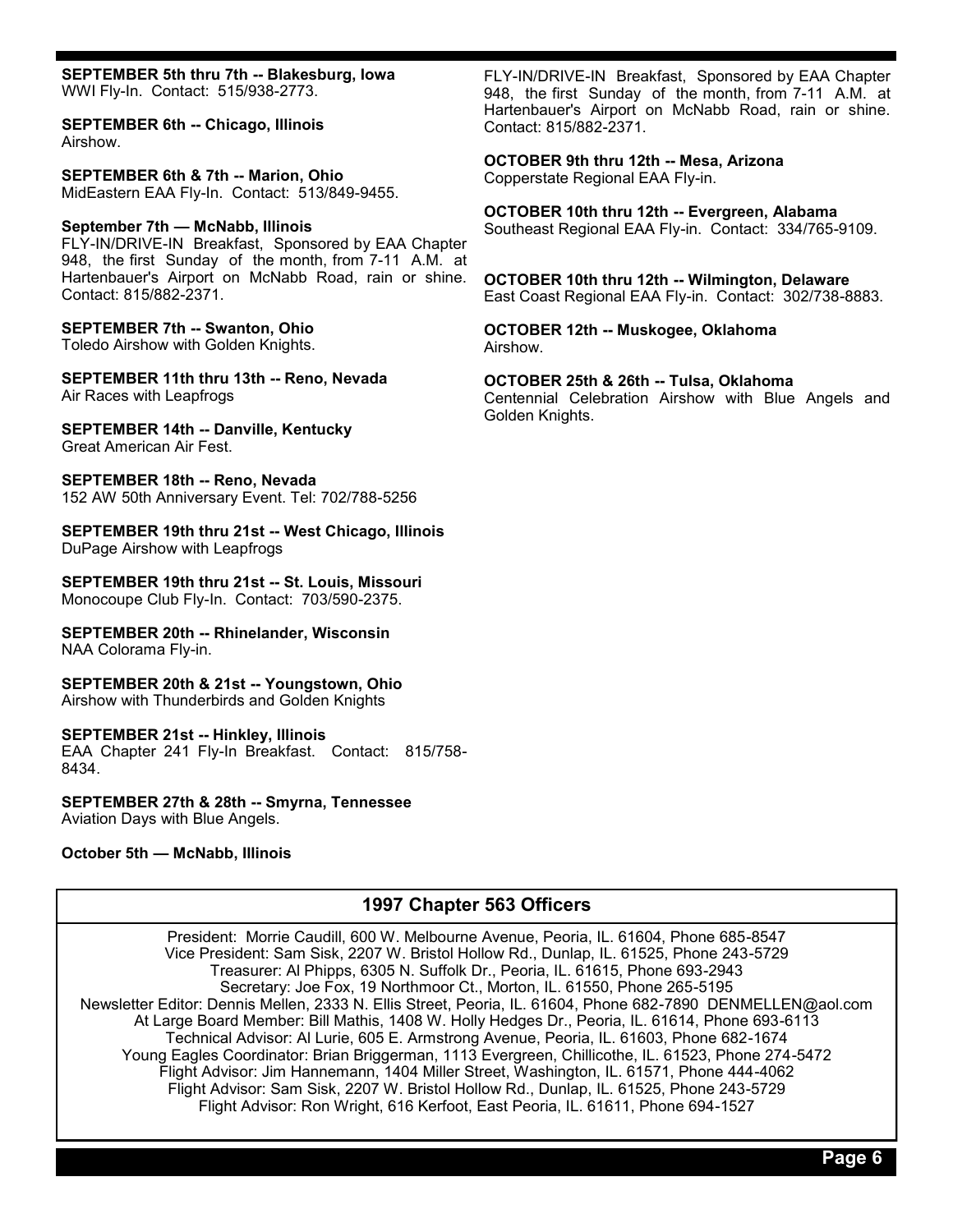**SEPTEMBER 5th thru 7th -- Blakesburg, Iowa**
WWI Fly-In. Contact: 515/938-2773.

**SEPTEMBER 6th -- Chicago, Illinois**
Airshow.

**SEPTEMBER 6th & 7th -- Marion, Ohio**
MidEastern EAA Fly-In. Contact: 513/849-9455.

**September 7th — McNabb, Illinois**
FLY-IN/DRIVE-IN Breakfast, Sponsored by EAA Chapter 948, the first Sunday of the month, from 7-11 A.M. at Hartenbauer's Airport on McNabb Road, rain or shine. Contact: 815/882-2371.

**SEPTEMBER 7th -- Swanton, Ohio**
Toledo Airshow with Golden Knights.

**SEPTEMBER 11th thru 13th -- Reno, Nevada**
Air Races with Leapfrogs

**SEPTEMBER 14th -- Danville, Kentucky**
Great American Air Fest.

**SEPTEMBER 18th -- Reno, Nevada**
152 AW 50th Anniversary Event. Tel: 702/788-5256

**SEPTEMBER 19th thru 21st -- West Chicago, Illinois**
DuPage Airshow with Leapfrogs

**SEPTEMBER 19th thru 21st -- St. Louis, Missouri**
Monocoupe Club Fly-In. Contact: 703/590-2375.

**SEPTEMBER 20th -- Rhinelander, Wisconsin**
NAA Colorama Fly-in.

**SEPTEMBER 20th & 21st -- Youngstown, Ohio**
Airshow with Thunderbirds and Golden Knights

**SEPTEMBER 21st -- Hinkley, Illinois**
EAA Chapter 241 Fly-In Breakfast. Contact: 815/758-8434.

**SEPTEMBER 27th & 28th -- Smyrna, Tennessee**
Aviation Days with Blue Angels.

**October 5th — McNabb, Illinois**
FLY-IN/DRIVE-IN Breakfast, Sponsored by EAA Chapter 948, the first Sunday of the month, from 7-11 A.M. at Hartenbauer's Airport on McNabb Road, rain or shine. Contact: 815/882-2371.

**OCTOBER 9th thru 12th -- Mesa, Arizona**
Copperstate Regional EAA Fly-in.

**OCTOBER 10th thru 12th -- Evergreen, Alabama**
Southeast Regional EAA Fly-in. Contact: 334/765-9109.

**OCTOBER 10th thru 12th -- Wilmington, Delaware**
East Coast Regional EAA Fly-in. Contact: 302/738-8883.

**OCTOBER 12th -- Muskogee, Oklahoma**
Airshow.

**OCTOBER 25th & 26th -- Tulsa, Oklahoma**
Centennial Celebration Airshow with Blue Angels and Golden Knights.

## 1997 Chapter 563 Officers

President: Morrie Caudill, 600 W. Melbourne Avenue, Peoria, IL. 61604, Phone 685-8547
Vice President: Sam Sisk, 2207 W. Bristol Hollow Rd., Dunlap, IL. 61525, Phone 243-5729
Treasurer: Al Phipps, 6305 N. Suffolk Dr., Peoria, IL. 61615, Phone 693-2943
Secretary: Joe Fox, 19 Northmoor Ct., Morton, IL. 61550, Phone 265-5195
Newsletter Editor: Dennis Mellen, 2333 N. Ellis Street, Peoria, IL. 61604, Phone 682-7890 DENMELLEN@aol.com
At Large Board Member: Bill Mathis, 1408 W. Holly Hedges Dr., Peoria, IL. 61614, Phone 693-6113
Technical Advisor: Al Lurie, 605 E. Armstrong Avenue, Peoria, IL. 61603, Phone 682-1674
Young Eagles Coordinator: Brian Briggerman, 1113 Evergreen, Chillicothe, IL. 61523, Phone 274-5472
Flight Advisor: Jim Hannemann, 1404 Miller Street, Washington, IL. 61571, Phone 444-4062
Flight Advisor: Sam Sisk, 2207 W. Bristol Hollow Rd., Dunlap, IL. 61525, Phone 243-5729
Flight Advisor: Ron Wright, 616 Kerfoot, East Peoria, IL. 61611, Phone 694-1527